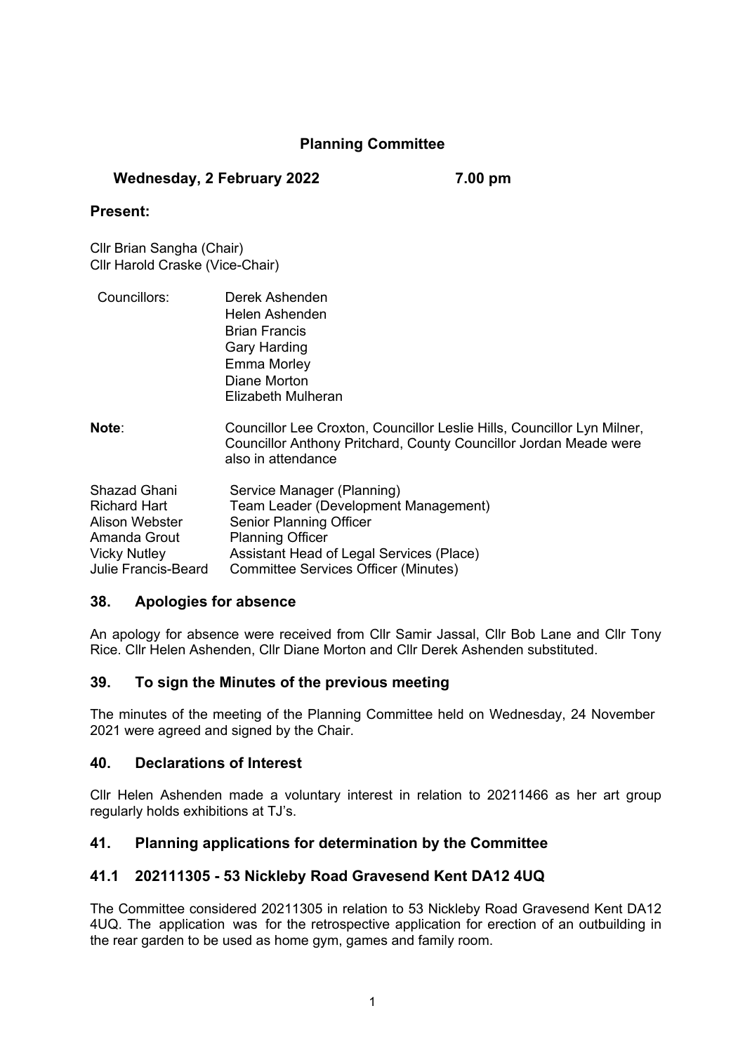# Planning Committee

**Wednesday, 2 February 2022** **7.00 pm**

## Present:

Cllr Brian Sangha (Chair)
Cllr Harold Craske (Vice-Chair)

Councillors: Derek Ashenden
Helen Ashenden
Brian Francis
Gary Harding
Emma Morley
Diane Morton
Elizabeth Mulheran

**Note**: Councillor Lee Croxton, Councillor Leslie Hills, Councillor Lyn Milner, Councillor Anthony Pritchard, County Councillor Jordan Meade were also in attendance

| | |
|---|---|
| Shazad Ghani | Service Manager (Planning) |
| Richard Hart | Team Leader (Development Management) |
| Alison Webster | Senior Planning Officer |
| Amanda Grout | Planning Officer |
| Vicky Nutley | Assistant Head of Legal Services (Place) |
| Julie Francis-Beard | Committee Services Officer (Minutes) |

## 38. Apologies for absence

An apology for absence were received from Cllr Samir Jassal, Cllr Bob Lane and Cllr Tony Rice. Cllr Helen Ashenden, Cllr Diane Morton and Cllr Derek Ashenden substituted.

## 39. To sign the Minutes of the previous meeting

The minutes of the meeting of the Planning Committee held on Wednesday, 24 November 2021 were agreed and signed by the Chair.

## 40. Declarations of Interest

Cllr Helen Ashenden made a voluntary interest in relation to 20211466 as her art group regularly holds exhibitions at TJ's.

## 41. Planning applications for determination by the Committee

## 41.1 202111305 - 53 Nickleby Road Gravesend Kent DA12 4UQ

The Committee considered 20211305 in relation to 53 Nickleby Road Gravesend Kent DA12 4UQ. The application was for the retrospective application for erection of an outbuilding in the rear garden to be used as home gym, games and family room.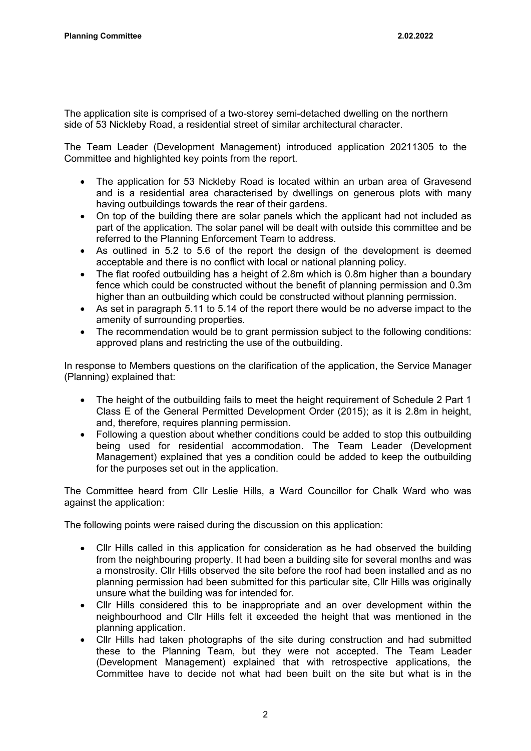The application site is comprised of a two-storey semi-detached dwelling on the northern side of 53 Nickleby Road, a residential street of similar architectural character.

The Team Leader (Development Management) introduced application 20211305 to the Committee and highlighted key points from the report.

- The application for 53 Nickleby Road is located within an urban area of Gravesend and is a residential area characterised by dwellings on generous plots with many having outbuildings towards the rear of their gardens.
- On top of the building there are solar panels which the applicant had not included as part of the application. The solar panel will be dealt with outside this committee and be referred to the Planning Enforcement Team to address.
- As outlined in 5.2 to 5.6 of the report the design of the development is deemed acceptable and there is no conflict with local or national planning policy.
- The flat roofed outbuilding has a height of 2.8m which is 0.8m higher than a boundary fence which could be constructed without the benefit of planning permission and 0.3m higher than an outbuilding which could be constructed without planning permission.
- As set in paragraph 5.11 to 5.14 of the report there would be no adverse impact to the amenity of surrounding properties.
- The recommendation would be to grant permission subject to the following conditions: approved plans and restricting the use of the outbuilding.

In response to Members questions on the clarification of the application, the Service Manager (Planning) explained that:

- The height of the outbuilding fails to meet the height requirement of Schedule 2 Part 1 Class E of the General Permitted Development Order (2015); as it is 2.8m in height, and, therefore, requires planning permission.
- Following a question about whether conditions could be added to stop this outbuilding being used for residential accommodation. The Team Leader (Development Management) explained that yes a condition could be added to keep the outbuilding for the purposes set out in the application.

The Committee heard from Cllr Leslie Hills, a Ward Councillor for Chalk Ward who was against the application:

The following points were raised during the discussion on this application:

- Cllr Hills called in this application for consideration as he had observed the building from the neighbouring property. It had been a building site for several months and was a monstrosity. Cllr Hills observed the site before the roof had been installed and as no planning permission had been submitted for this particular site, Cllr Hills was originally unsure what the building was for intended for.
- Cllr Hills considered this to be inappropriate and an over development within the neighbourhood and Cllr Hills felt it exceeded the height that was mentioned in the planning application.
- Cllr Hills had taken photographs of the site during construction and had submitted these to the Planning Team, but they were not accepted. The Team Leader (Development Management) explained that with retrospective applications, the Committee have to decide not what had been built on the site but what is in the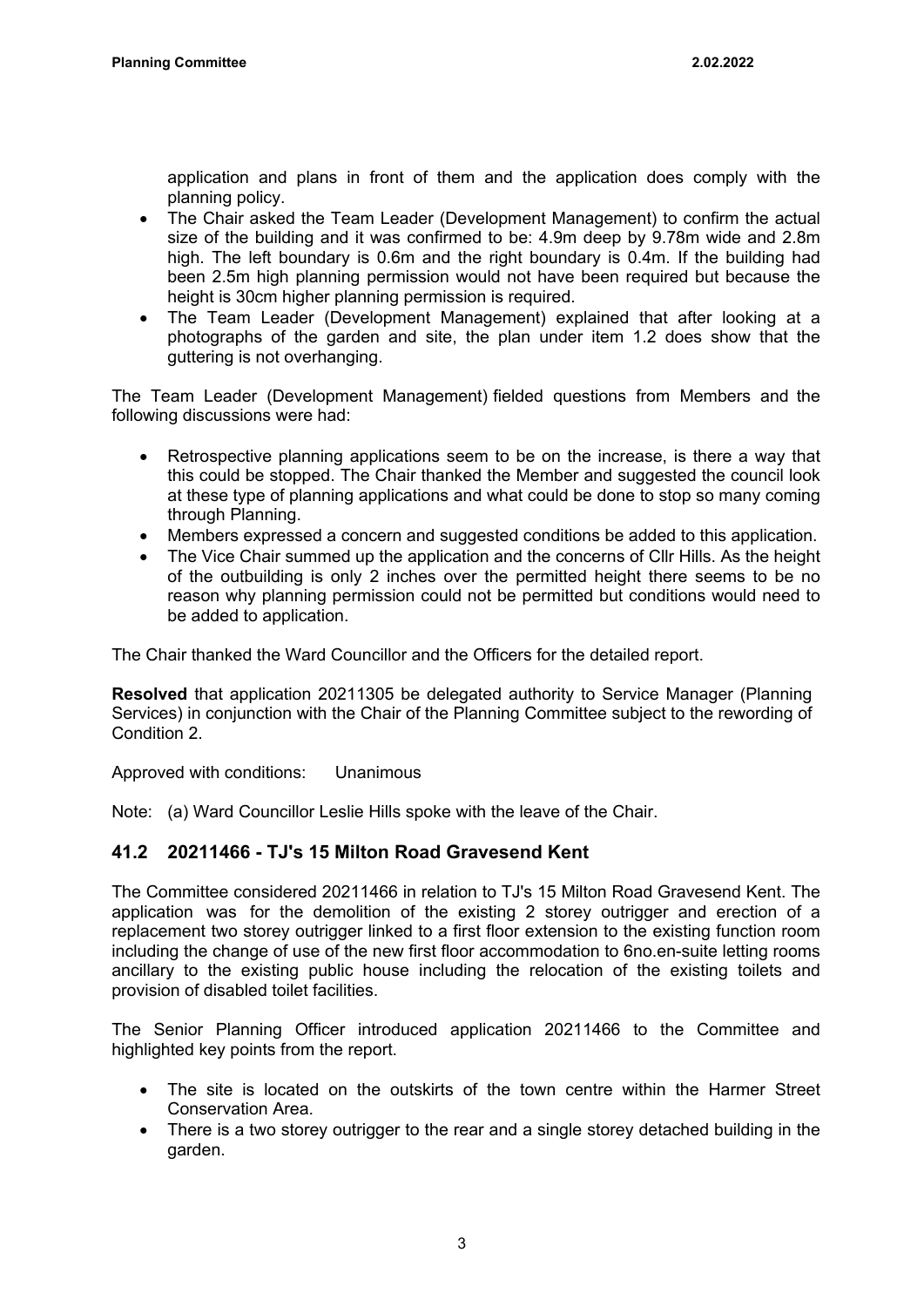application and plans in front of them and the application does comply with the planning policy.

- The Chair asked the Team Leader (Development Management) to confirm the actual size of the building and it was confirmed to be: 4.9m deep by 9.78m wide and 2.8m high. The left boundary is 0.6m and the right boundary is 0.4m. If the building had been 2.5m high planning permission would not have been required but because the height is 30cm higher planning permission is required.
- The Team Leader (Development Management) explained that after looking at a photographs of the garden and site, the plan under item 1.2 does show that the guttering is not overhanging.

The Team Leader (Development Management) fielded questions from Members and the following discussions were had:

- Retrospective planning applications seem to be on the increase, is there a way that this could be stopped. The Chair thanked the Member and suggested the council look at these type of planning applications and what could be done to stop so many coming through Planning.
- Members expressed a concern and suggested conditions be added to this application.
- The Vice Chair summed up the application and the concerns of Cllr Hills. As the height of the outbuilding is only 2 inches over the permitted height there seems to be no reason why planning permission could not be permitted but conditions would need to be added to application.

The Chair thanked the Ward Councillor and the Officers for the detailed report.

**Resolved** that application 20211305 be delegated authority to Service Manager (Planning Services) in conjunction with the Chair of the Planning Committee subject to the rewording of Condition 2.

Approved with conditions: Unanimous

Note: (a) Ward Councillor Leslie Hills spoke with the leave of the Chair.

## 41.2 20211466 - TJ's 15 Milton Road Gravesend Kent

The Committee considered 20211466 in relation to TJ's 15 Milton Road Gravesend Kent. The application was for the demolition of the existing 2 storey outrigger and erection of a replacement two storey outrigger linked to a first floor extension to the existing function room including the change of use of the new first floor accommodation to 6no.en-suite letting rooms ancillary to the existing public house including the relocation of the existing toilets and provision of disabled toilet facilities.

The Senior Planning Officer introduced application 20211466 to the Committee and highlighted key points from the report.

- The site is located on the outskirts of the town centre within the Harmer Street Conservation Area.
- There is a two storey outrigger to the rear and a single storey detached building in the garden.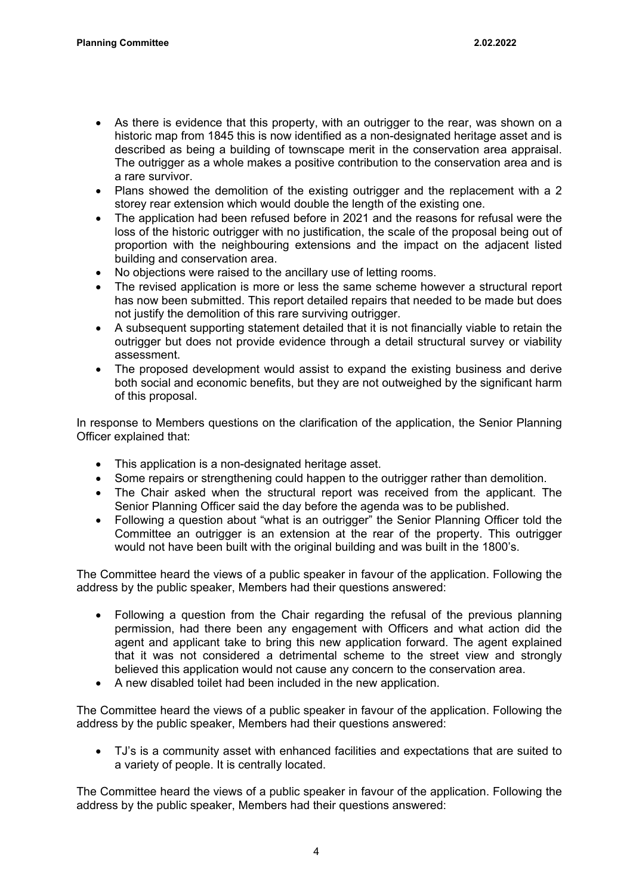- As there is evidence that this property, with an outrigger to the rear, was shown on a historic map from 1845 this is now identified as a non-designated heritage asset and is described as being a building of townscape merit in the conservation area appraisal. The outrigger as a whole makes a positive contribution to the conservation area and is a rare survivor.
- Plans showed the demolition of the existing outrigger and the replacement with a 2 storey rear extension which would double the length of the existing one.
- The application had been refused before in 2021 and the reasons for refusal were the loss of the historic outrigger with no justification, the scale of the proposal being out of proportion with the neighbouring extensions and the impact on the adjacent listed building and conservation area.
- No objections were raised to the ancillary use of letting rooms.
- The revised application is more or less the same scheme however a structural report has now been submitted. This report detailed repairs that needed to be made but does not justify the demolition of this rare surviving outrigger.
- A subsequent supporting statement detailed that it is not financially viable to retain the outrigger but does not provide evidence through a detail structural survey or viability assessment.
- The proposed development would assist to expand the existing business and derive both social and economic benefits, but they are not outweighed by the significant harm of this proposal.

In response to Members questions on the clarification of the application, the Senior Planning Officer explained that:

- This application is a non-designated heritage asset.
- Some repairs or strengthening could happen to the outrigger rather than demolition.
- The Chair asked when the structural report was received from the applicant. The Senior Planning Officer said the day before the agenda was to be published.
- Following a question about "what is an outrigger" the Senior Planning Officer told the Committee an outrigger is an extension at the rear of the property. This outrigger would not have been built with the original building and was built in the 1800's.

The Committee heard the views of a public speaker in favour of the application. Following the address by the public speaker, Members had their questions answered:

- Following a question from the Chair regarding the refusal of the previous planning permission, had there been any engagement with Officers and what action did the agent and applicant take to bring this new application forward. The agent explained that it was not considered a detrimental scheme to the street view and strongly believed this application would not cause any concern to the conservation area.
- A new disabled toilet had been included in the new application.

The Committee heard the views of a public speaker in favour of the application. Following the address by the public speaker, Members had their questions answered:

- TJ's is a community asset with enhanced facilities and expectations that are suited to a variety of people. It is centrally located.

The Committee heard the views of a public speaker in favour of the application. Following the address by the public speaker, Members had their questions answered: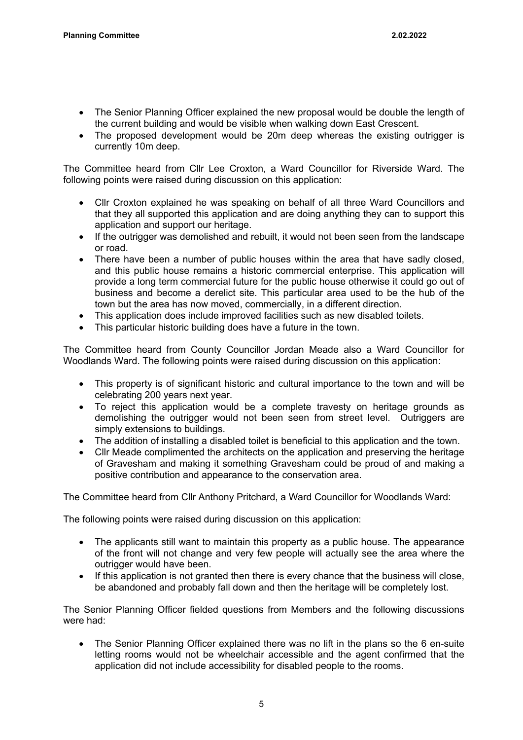- The Senior Planning Officer explained the new proposal would be double the length of the current building and would be visible when walking down East Crescent.
- The proposed development would be 20m deep whereas the existing outrigger is currently 10m deep.

The Committee heard from Cllr Lee Croxton, a Ward Councillor for Riverside Ward. The following points were raised during discussion on this application:

- Cllr Croxton explained he was speaking on behalf of all three Ward Councillors and that they all supported this application and are doing anything they can to support this application and support our heritage.
- If the outrigger was demolished and rebuilt, it would not been seen from the landscape or road.
- There have been a number of public houses within the area that have sadly closed, and this public house remains a historic commercial enterprise. This application will provide a long term commercial future for the public house otherwise it could go out of business and become a derelict site. This particular area used to be the hub of the town but the area has now moved, commercially, in a different direction.
- This application does include improved facilities such as new disabled toilets.
- This particular historic building does have a future in the town.

The Committee heard from County Councillor Jordan Meade also a Ward Councillor for Woodlands Ward. The following points were raised during discussion on this application:

- This property is of significant historic and cultural importance to the town and will be celebrating 200 years next year.
- To reject this application would be a complete travesty on heritage grounds as demolishing the outrigger would not been seen from street level. Outriggers are simply extensions to buildings.
- The addition of installing a disabled toilet is beneficial to this application and the town.
- Cllr Meade complimented the architects on the application and preserving the heritage of Gravesham and making it something Gravesham could be proud of and making a positive contribution and appearance to the conservation area.

The Committee heard from Cllr Anthony Pritchard, a Ward Councillor for Woodlands Ward:

The following points were raised during discussion on this application:

- The applicants still want to maintain this property as a public house. The appearance of the front will not change and very few people will actually see the area where the outrigger would have been.
- If this application is not granted then there is every chance that the business will close, be abandoned and probably fall down and then the heritage will be completely lost.

The Senior Planning Officer fielded questions from Members and the following discussions were had:

- The Senior Planning Officer explained there was no lift in the plans so the 6 en-suite letting rooms would not be wheelchair accessible and the agent confirmed that the application did not include accessibility for disabled people to the rooms.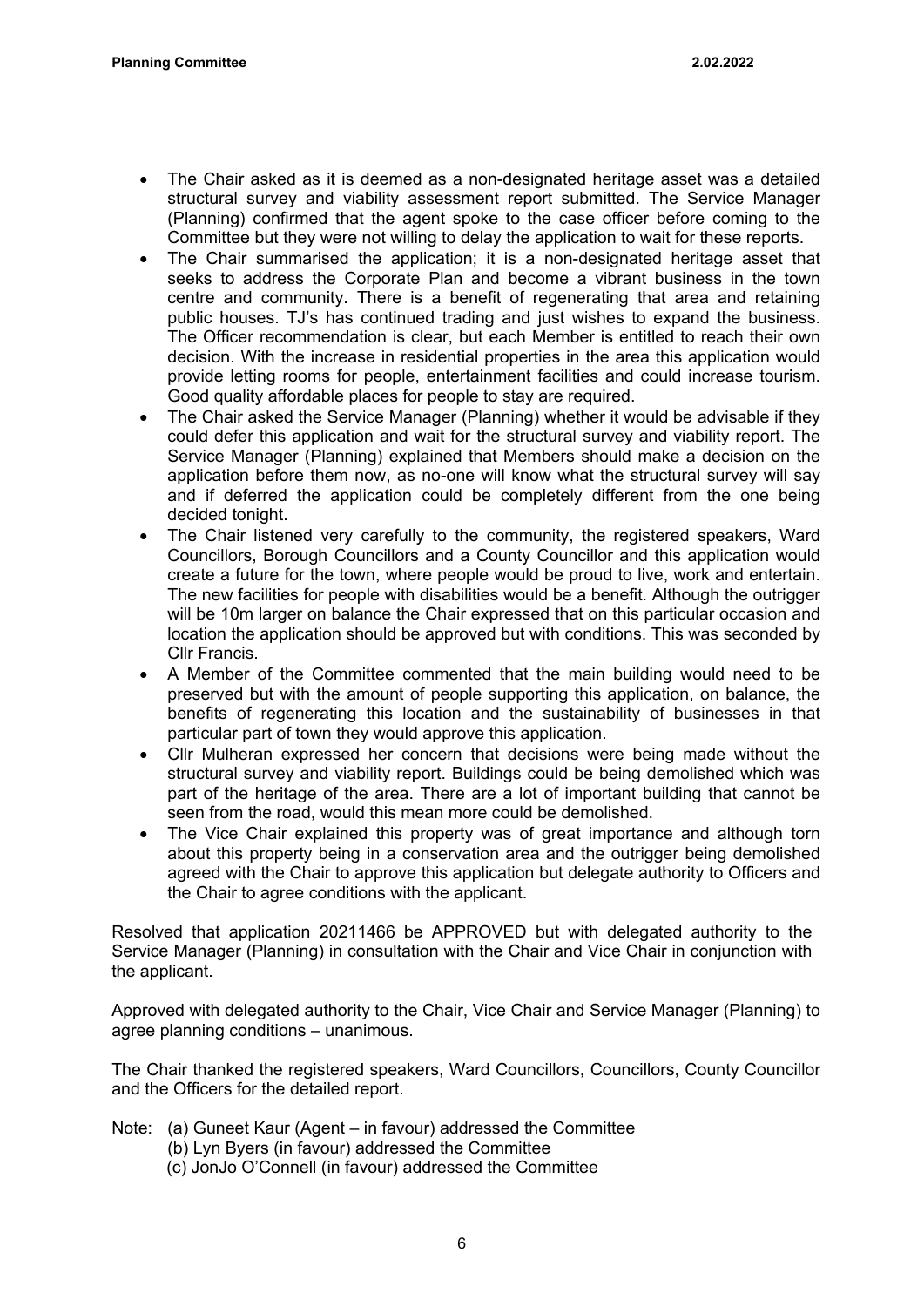- The Chair asked as it is deemed as a non-designated heritage asset was a detailed structural survey and viability assessment report submitted. The Service Manager (Planning) confirmed that the agent spoke to the case officer before coming to the Committee but they were not willing to delay the application to wait for these reports.
- The Chair summarised the application; it is a non-designated heritage asset that seeks to address the Corporate Plan and become a vibrant business in the town centre and community. There is a benefit of regenerating that area and retaining public houses. TJ's has continued trading and just wishes to expand the business. The Officer recommendation is clear, but each Member is entitled to reach their own decision. With the increase in residential properties in the area this application would provide letting rooms for people, entertainment facilities and could increase tourism. Good quality affordable places for people to stay are required.
- The Chair asked the Service Manager (Planning) whether it would be advisable if they could defer this application and wait for the structural survey and viability report. The Service Manager (Planning) explained that Members should make a decision on the application before them now, as no-one will know what the structural survey will say and if deferred the application could be completely different from the one being decided tonight.
- The Chair listened very carefully to the community, the registered speakers, Ward Councillors, Borough Councillors and a County Councillor and this application would create a future for the town, where people would be proud to live, work and entertain. The new facilities for people with disabilities would be a benefit. Although the outrigger will be 10m larger on balance the Chair expressed that on this particular occasion and location the application should be approved but with conditions. This was seconded by Cllr Francis.
- A Member of the Committee commented that the main building would need to be preserved but with the amount of people supporting this application, on balance, the benefits of regenerating this location and the sustainability of businesses in that particular part of town they would approve this application.
- Cllr Mulheran expressed her concern that decisions were being made without the structural survey and viability report. Buildings could be being demolished which was part of the heritage of the area. There are a lot of important building that cannot be seen from the road, would this mean more could be demolished.
- The Vice Chair explained this property was of great importance and although torn about this property being in a conservation area and the outrigger being demolished agreed with the Chair to approve this application but delegate authority to Officers and the Chair to agree conditions with the applicant.

Resolved that application 20211466 be APPROVED but with delegated authority to the Service Manager (Planning) in consultation with the Chair and Vice Chair in conjunction with the applicant.

Approved with delegated authority to the Chair, Vice Chair and Service Manager (Planning) to agree planning conditions – unanimous.

The Chair thanked the registered speakers, Ward Councillors, Councillors, County Councillor and the Officers for the detailed report.

Note: (a) Guneet Kaur (Agent – in favour) addressed the Committee
(b) Lyn Byers (in favour) addressed the Committee
(c) JonJo O'Connell (in favour) addressed the Committee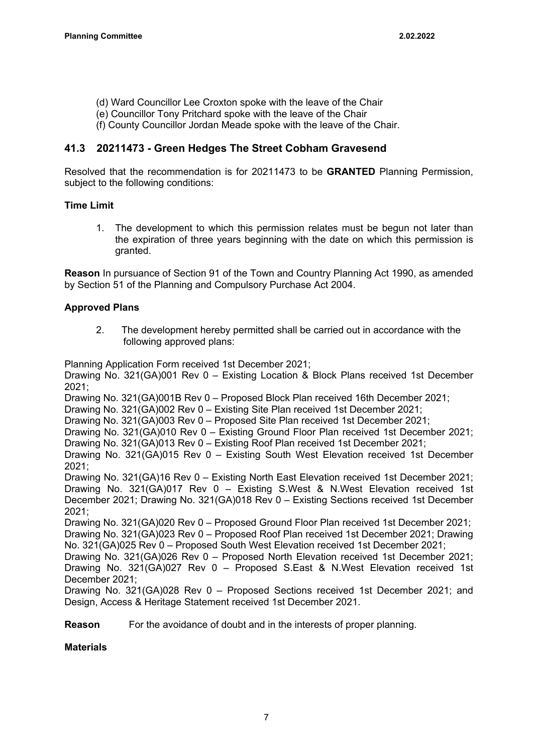(d) Ward Councillor Lee Croxton spoke with the leave of the Chair
(e) Councillor Tony Pritchard spoke with the leave of the Chair
(f) County Councillor Jordan Meade spoke with the leave of the Chair.

## 41.3 20211473 - Green Hedges The Street Cobham Gravesend

Resolved that the recommendation is for 20211473 to be **GRANTED** Planning Permission, subject to the following conditions:

**Time Limit**

1. The development to which this permission relates must be begun not later than the expiration of three years beginning with the date on which this permission is granted.

**Reason** In pursuance of Section 91 of the Town and Country Planning Act 1990, as amended by Section 51 of the Planning and Compulsory Purchase Act 2004.

**Approved Plans**

2. The development hereby permitted shall be carried out in accordance with the following approved plans:

Planning Application Form received 1st December 2021;
Drawing No. 321(GA)001 Rev 0 – Existing Location & Block Plans received 1st December 2021;
Drawing No. 321(GA)001B Rev 0 – Proposed Block Plan received 16th December 2021;
Drawing No. 321(GA)002 Rev 0 – Existing Site Plan received 1st December 2021;
Drawing No. 321(GA)003 Rev 0 – Proposed Site Plan received 1st December 2021;
Drawing No. 321(GA)010 Rev 0 – Existing Ground Floor Plan received 1st December 2021;
Drawing No. 321(GA)013 Rev 0 – Existing Roof Plan received 1st December 2021;
Drawing No. 321(GA)015 Rev 0 – Existing South West Elevation received 1st December 2021;
Drawing No. 321(GA)16 Rev 0 – Existing North East Elevation received 1st December 2021;
Drawing No. 321(GA)017 Rev 0 – Existing S.West & N.West Elevation received 1st December 2021; Drawing No. 321(GA)018 Rev 0 – Existing Sections received 1st December 2021;
Drawing No. 321(GA)020 Rev 0 – Proposed Ground Floor Plan received 1st December 2021;
Drawing No. 321(GA)023 Rev 0 – Proposed Roof Plan received 1st December 2021; Drawing No. 321(GA)025 Rev 0 – Proposed South West Elevation received 1st December 2021;
Drawing No. 321(GA)026 Rev 0 – Proposed North Elevation received 1st December 2021;
Drawing No. 321(GA)027 Rev 0 – Proposed S.East & N.West Elevation received 1st December 2021;
Drawing No. 321(GA)028 Rev 0 – Proposed Sections received 1st December 2021; and Design, Access & Heritage Statement received 1st December 2021.

**Reason** For the avoidance of doubt and in the interests of proper planning.

**Materials**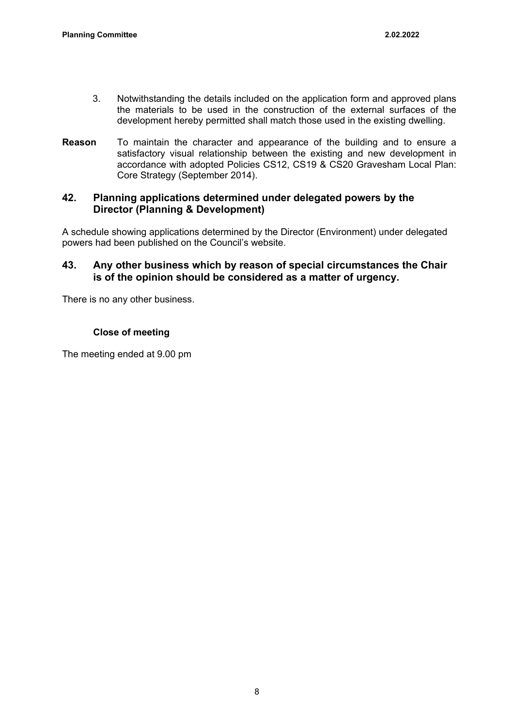3. Notwithstanding the details included on the application form and approved plans the materials to be used in the construction of the external surfaces of the development hereby permitted shall match those used in the existing dwelling.

**Reason** To maintain the character and appearance of the building and to ensure a satisfactory visual relationship between the existing and new development in accordance with adopted Policies CS12, CS19 & CS20 Gravesham Local Plan: Core Strategy (September 2014).

## 42. Planning applications determined under delegated powers by the Director (Planning & Development)

A schedule showing applications determined by the Director (Environment) under delegated powers had been published on the Council's website.

## 43. Any other business which by reason of special circumstances the Chair is of the opinion should be considered as a matter of urgency.

There is no any other business.

### Close of meeting

The meeting ended at 9.00 pm